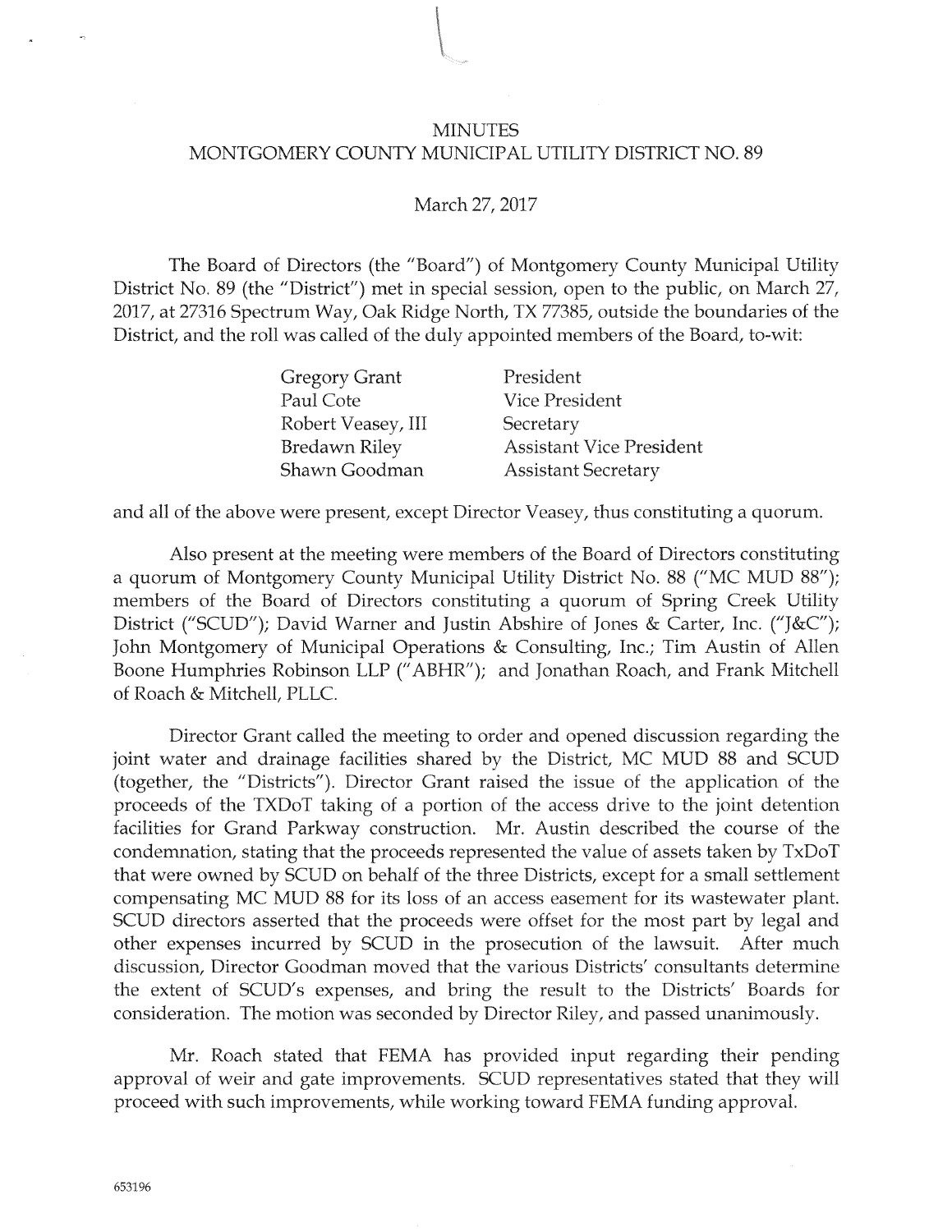# MINUTES
## MONTGOMERY COUNTY MUNICIPAL UTILITY DISTRICT NO. 89

March 27, 2017

The Board of Directors (the "Board") of Montgomery County Municipal Utility District No. 89 (the "District") met in special session, open to the public, on March 27, 2017, at 27316 Spectrum Way, Oak Ridge North, TX 77385, outside the boundaries of the District, and the roll was called of the duly appointed members of the Board, to-wit:

| | |
|---|---|
| Gregory Grant | President |
| Paul Cote | Vice President |
| Robert Veasey, III | Secretary |
| Bredawn Riley | Assistant Vice President |
| Shawn Goodman | Assistant Secretary |

and all of the above were present, except Director Veasey, thus constituting a quorum.

Also present at the meeting were members of the Board of Directors constituting a quorum of Montgomery County Municipal Utility District No. 88 ("MC MUD 88"); members of the Board of Directors constituting a quorum of Spring Creek Utility District ("SCUD"); David Warner and Justin Abshire of Jones & Carter, Inc. ("J&C"); John Montgomery of Municipal Operations & Consulting, Inc.; Tim Austin of Allen Boone Humphries Robinson LLP ("ABHR"); and Jonathan Roach, and Frank Mitchell of Roach & Mitchell, PLLC.

Director Grant called the meeting to order and opened discussion regarding the joint water and drainage facilities shared by the District, MC MUD 88 and SCUD (together, the "Districts"). Director Grant raised the issue of the application of the proceeds of the TXDoT taking of a portion of the access drive to the joint detention facilities for Grand Parkway construction. Mr. Austin described the course of the condemnation, stating that the proceeds represented the value of assets taken by TxDoT that were owned by SCUD on behalf of the three Districts, except for a small settlement compensating MC MUD 88 for its loss of an access easement for its wastewater plant. SCUD directors asserted that the proceeds were offset for the most part by legal and other expenses incurred by SCUD in the prosecution of the lawsuit. After much discussion, Director Goodman moved that the various Districts' consultants determine the extent of SCUD's expenses, and bring the result to the Districts' Boards for consideration. The motion was seconded by Director Riley, and passed unanimously.

Mr. Roach stated that FEMA has provided input regarding their pending approval of weir and gate improvements. SCUD representatives stated that they will proceed with such improvements, while working toward FEMA funding approval.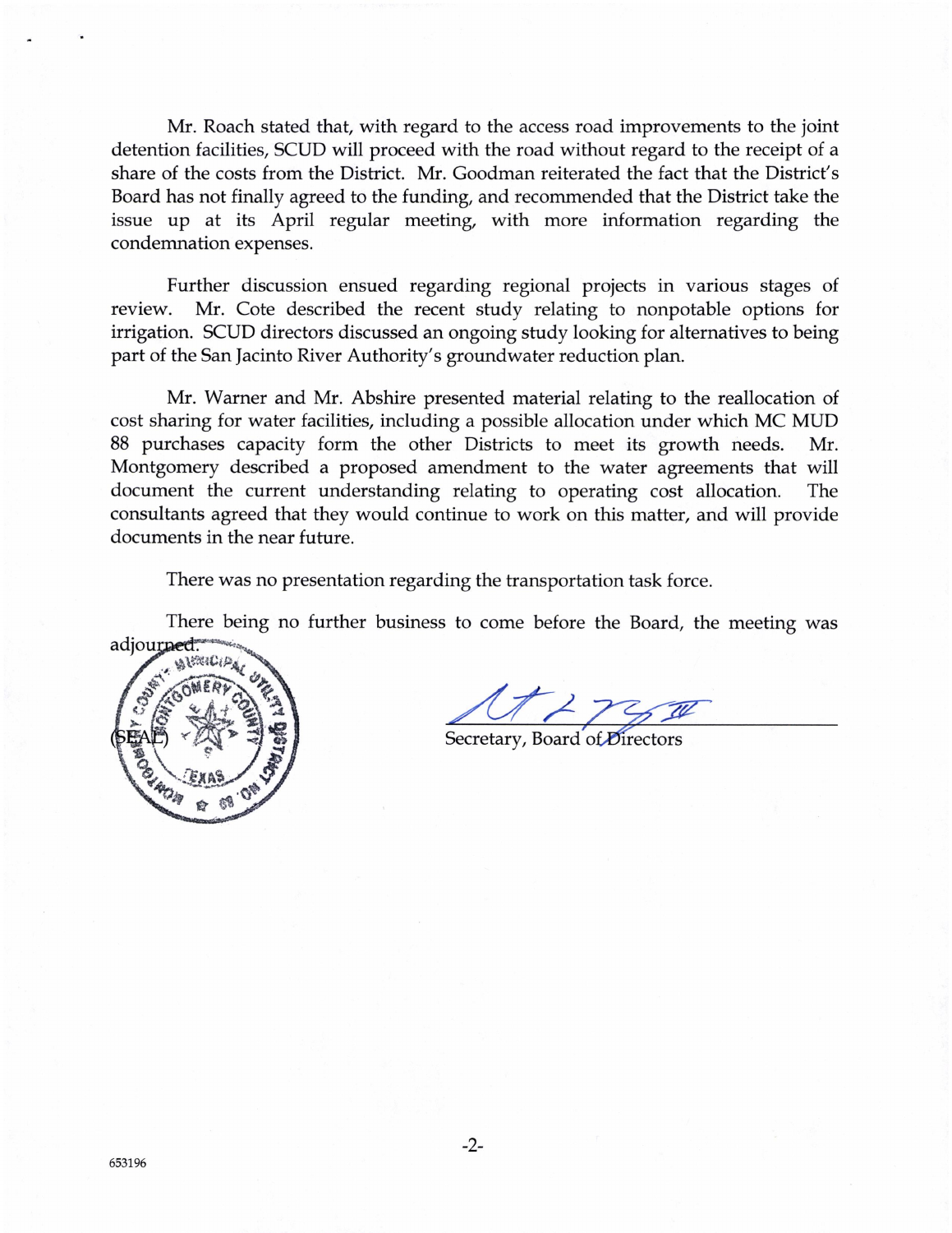Mr. Roach stated that, with regard to the access road improvements to the joint detention facilities, SCUD will proceed with the road without regard to the receipt of a share of the costs from the District. Mr. Goodman reiterated the fact that the District's Board has not finally agreed to the funding, and recommended that the District take the issue up at its April regular meeting, with more information regarding the condemnation expenses.

Further discussion ensued regarding regional projects in various stages of review. Mr. Cote described the recent study relating to nonpotable options for irrigation. SCUD directors discussed an ongoing study looking for alternatives to being part of the San Jacinto River Authority's groundwater reduction plan.

Mr. Warner and Mr. Abshire presented material relating to the reallocation of cost sharing for water facilities, including a possible allocation under which MC MUD 88 purchases capacity form the other Districts to meet its growth needs. Mr. Montgomery described a proposed amendment to the water agreements that will document the current understanding relating to operating cost allocation. The consultants agreed that they would continue to work on this matter, and will provide documents in the near future.

There was no presentation regarding the transportation task force.

There being no further business to come before the Board, the meeting was adjourned.

(SEAL)

Secretary, Board of Directors

653196